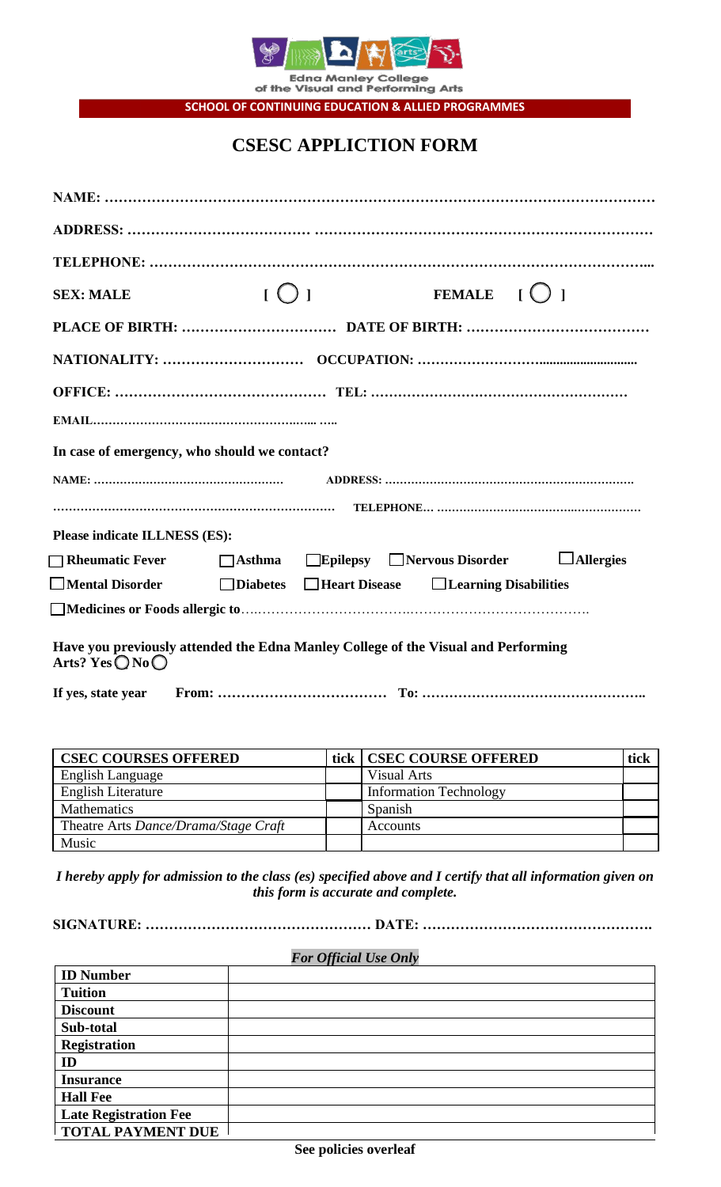Edna Manley College of the Visual and Performing Arts

**SCHOOL OF CONTINUING EDUCATION & ALLIED PROGRAMMES**

# CSESC APPLICTION FORM

**NAME: ……………………………………………………………………………………………………**

**ADDRESS: ………………………………… ………………………………………………………………**

**TELEPHONE: ……………………………………………………………………………………………...**

**SEX: MALE [ ◯ ] FEMALE [ ◯ ]**

**PLACE OF BIRTH: …………………………… DATE OF BIRTH: …………………………………**

**NATIONALITY: ………………………… OCCUPATION: ……………………...........................**

**OFFICE: ……………………………………… TEL: …………………………………………………**

**EMAIL………………………………………………... …..**

**In case of emergency, who should we contact?**

**NAME: …………………………………………… ADDRESS: ……………………………………………………….**

**…………………………………………………………… TELEPHONE… ………………………………………………**

**Please indicate ILLNESS (ES):**

☐ **Rheumatic Fever** ☐ **Asthma** ☐ **Epilepsy** ☐ **Nervous Disorder** ☐ **Allergies**

☐ **Mental Disorder** ☐ **Diabetes** ☐ **Heart Disease** ☐ **Learning Disabilities**

☐ **Medicines or Foods allergic to**…..……………………………..………………………………….

**Have you previously attended the Edna Manley College of the Visual and Performing Arts? Yes ◯ No ◯**

**If yes, state year From: ……………………………… To: …………………………………………..**

| CSEC COURSES OFFERED | tick | CSEC COURSE OFFERED | tick |
|---|---|---|---|
| English Language | | Visual Arts | |
| English Literature | | Information Technology | |
| Mathematics | | Spanish | |
| Theatre Arts *Dance/Drama/Stage Craft* | | Accounts | |
| Music | | | |

***I hereby apply for admission to the class (es) specified above and I certify that all information given on this form is accurate and complete.***

**SIGNATURE: ………………………………………… DATE: ………………………………………….**

*For Official Use Only*

| | |
|---|---|
| **ID Number** | |
| **Tuition** | |
| **Discount** | |
| **Sub-total** | |
| **Registration** | |
| **ID** | |
| **Insurance** | |
| **Hall Fee** | |
| **Late Registration Fee** | |
| **TOTAL PAYMENT DUE** | |

**See policies overleaf**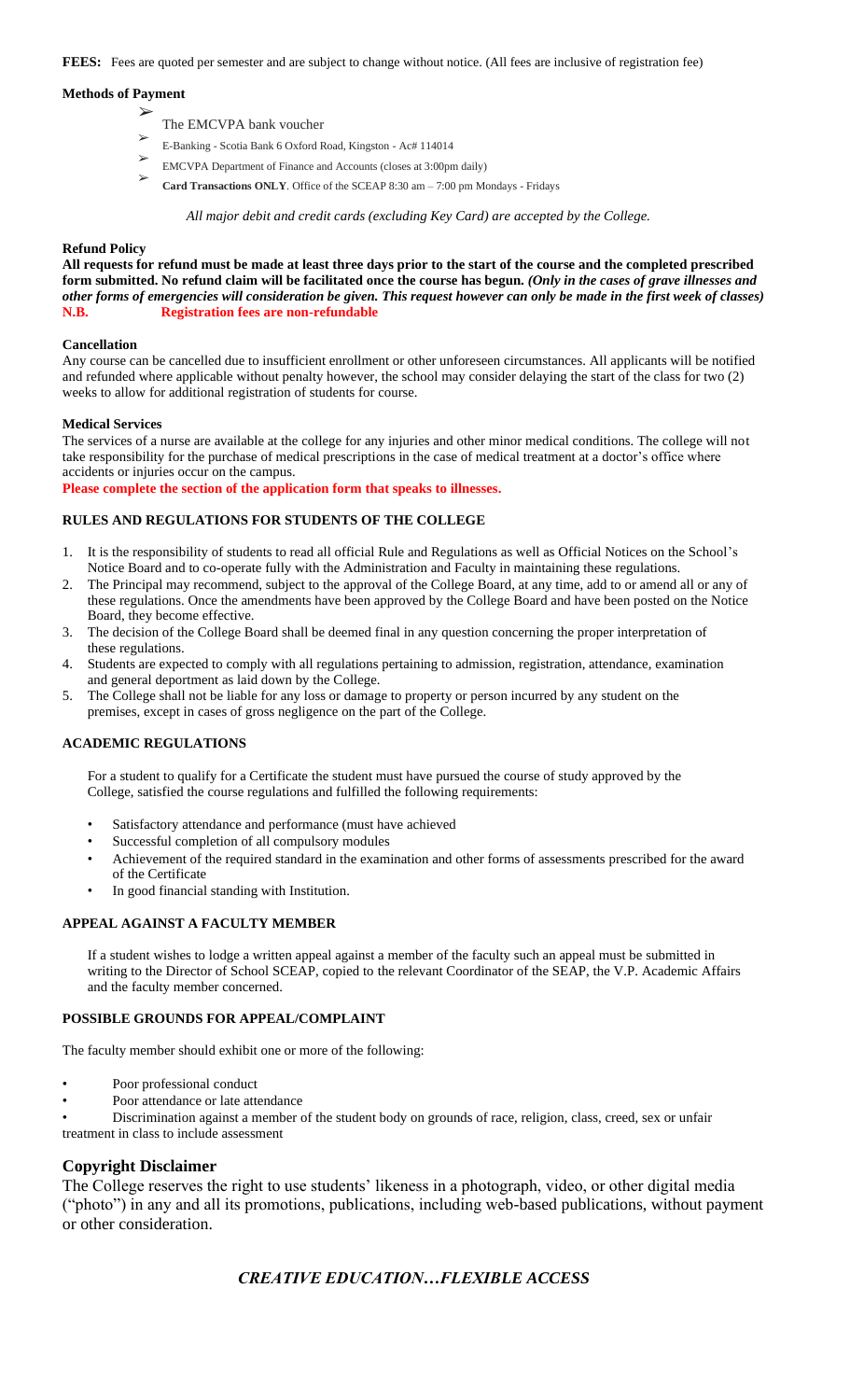**FEES:** Fees are quoted per semester and are subject to change without notice. (All fees are inclusive of registration fee)

**Methods of Payment**

- The EMCVPA bank voucher
- E-Banking - Scotia Bank 6 Oxford Road, Kingston - Ac# 114014
- EMCVPA Department of Finance and Accounts (closes at 3:00pm daily)
- **Card Transactions ONLY**. Office of the SCEAP 8:30 am – 7:00 pm Mondays - Fridays

*All major debit and credit cards (excluding Key Card) are accepted by the College.*

**Refund Policy**

**All requests for refund must be made at least three days prior to the start of the course and the completed prescribed form submitted. No refund claim will be facilitated once the course has begun.** ***(Only in the cases of grave illnesses and other forms of emergencies will consideration be given. This request however can only be made in the first week of classes)***
**N.B. Registration fees are non-refundable**

**Cancellation**

Any course can be cancelled due to insufficient enrollment or other unforeseen circumstances. All applicants will be notified and refunded where applicable without penalty however, the school may consider delaying the start of the class for two (2) weeks to allow for additional registration of students for course.

**Medical Services**

The services of a nurse are available at the college for any injuries and other minor medical conditions. The college will not take responsibility for the purchase of medical prescriptions in the case of medical treatment at a doctor's office where accidents or injuries occur on the campus.

**Please complete the section of the application form that speaks to illnesses.**

**RULES AND REGULATIONS FOR STUDENTS OF THE COLLEGE**

1. It is the responsibility of students to read all official Rule and Regulations as well as Official Notices on the School's Notice Board and to co-operate fully with the Administration and Faculty in maintaining these regulations.
2. The Principal may recommend, subject to the approval of the College Board, at any time, add to or amend all or any of these regulations. Once the amendments have been approved by the College Board and have been posted on the Notice Board, they become effective.
3. The decision of the College Board shall be deemed final in any question concerning the proper interpretation of these regulations.
4. Students are expected to comply with all regulations pertaining to admission, registration, attendance, examination and general deportment as laid down by the College.
5. The College shall not be liable for any loss or damage to property or person incurred by any student on the premises, except in cases of gross negligence on the part of the College.

**ACADEMIC REGULATIONS**

For a student to qualify for a Certificate the student must have pursued the course of study approved by the College, satisfied the course regulations and fulfilled the following requirements:

- Satisfactory attendance and performance (must have achieved
- Successful completion of all compulsory modules
- Achievement of the required standard in the examination and other forms of assessments prescribed for the award of the Certificate
- In good financial standing with Institution.

**APPEAL AGAINST A FACULTY MEMBER**

If a student wishes to lodge a written appeal against a member of the faculty such an appeal must be submitted in writing to the Director of School SCEAP, copied to the relevant Coordinator of the SEAP, the V.P. Academic Affairs and the faculty member concerned.

**POSSIBLE GROUNDS FOR APPEAL/COMPLAINT**

The faculty member should exhibit one or more of the following:

- Poor professional conduct
- Poor attendance or late attendance
- Discrimination against a member of the student body on grounds of race, religion, class, creed, sex or unfair treatment in class to include assessment

## Copyright Disclaimer

The College reserves the right to use students' likeness in a photograph, video, or other digital media ("photo") in any and all its promotions, publications, including web-based publications, without payment or other consideration.

***CREATIVE EDUCATION…FLEXIBLE ACCESS***